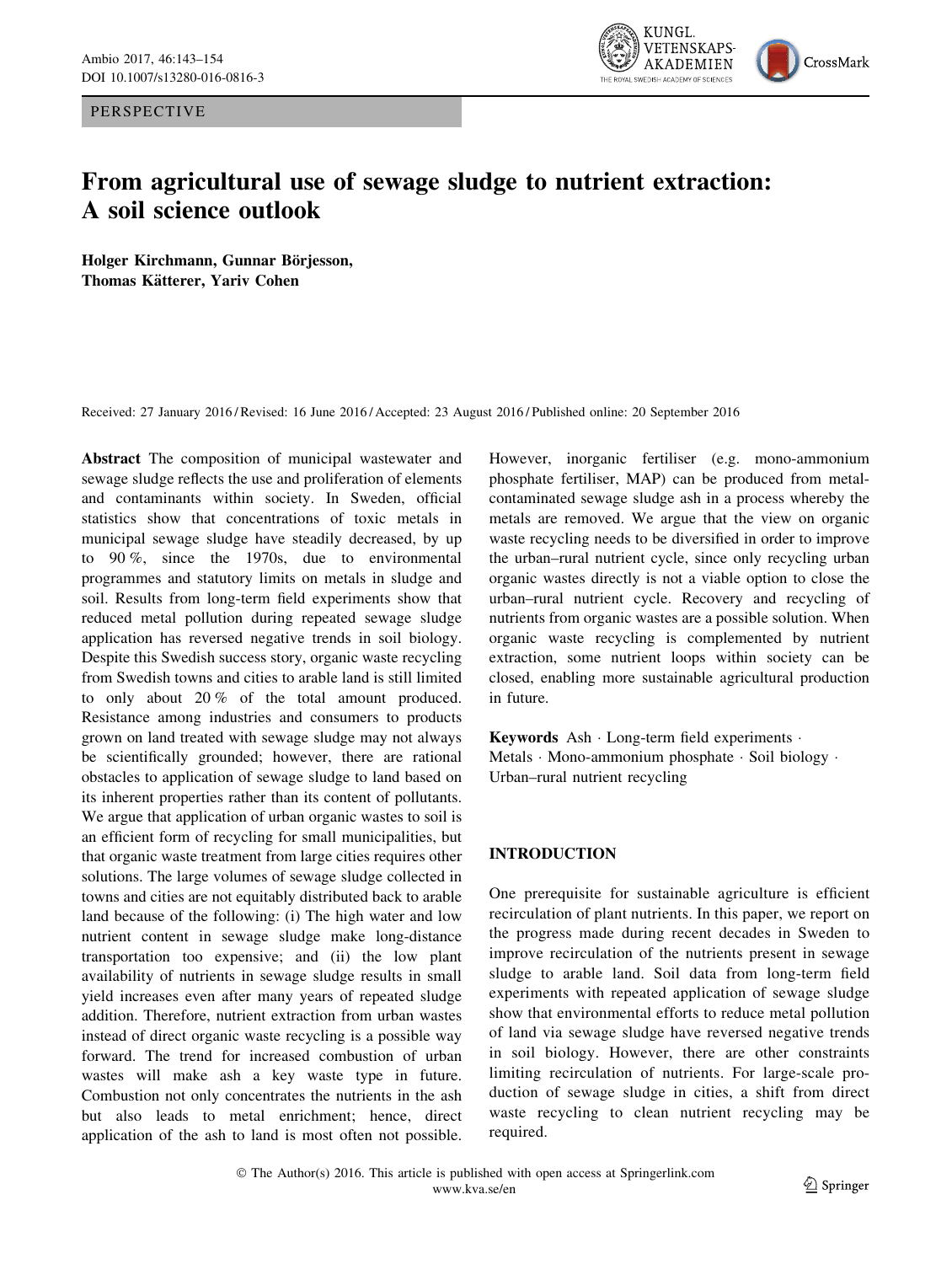PERSPECTIVE

# From agricultural use of sewage sludge to nutrient extraction: A soil science outlook

**Holger Kirchmann, Gunnar Börjesson, Thomas Kätterer, Yariv Cohen**

Received: 27 January 2016 / Revised: 16 June 2016 / Accepted: 23 August 2016 / Published online: 20 September 2016

**Abstract** The composition of municipal wastewater and sewage sludge reflects the use and proliferation of elements and contaminants within society. In Sweden, official statistics show that concentrations of toxic metals in municipal sewage sludge have steadily decreased, by up to 90 %, since the 1970s, due to environmental programmes and statutory limits on metals in sludge and soil. Results from long-term field experiments show that reduced metal pollution during repeated sewage sludge application has reversed negative trends in soil biology. Despite this Swedish success story, organic waste recycling from Swedish towns and cities to arable land is still limited to only about 20 % of the total amount produced. Resistance among industries and consumers to products grown on land treated with sewage sludge may not always be scientifically grounded; however, there are rational obstacles to application of sewage sludge to land based on its inherent properties rather than its content of pollutants. We argue that application of urban organic wastes to soil is an efficient form of recycling for small municipalities, but that organic waste treatment from large cities requires other solutions. The large volumes of sewage sludge collected in towns and cities are not equitably distributed back to arable land because of the following: (i) The high water and low nutrient content in sewage sludge make long-distance transportation too expensive; and (ii) the low plant availability of nutrients in sewage sludge results in small yield increases even after many years of repeated sewage sludge addition. Therefore, nutrient extraction from urban wastes instead of direct organic waste recycling is a possible way forward. The trend for increased combustion of urban wastes will make ash a key waste type in future. Combustion not only concentrates the nutrients in the ash but also leads to metal enrichment; hence, direct application of the ash to land is most often not possible. However, inorganic fertiliser (e.g. mono-ammonium phosphate fertiliser, MAP) can be produced from metal-contaminated sewage sludge ash in a process whereby the metals are removed. We argue that the view on organic waste recycling needs to be diversified in order to improve the urban–rural nutrient cycle, since only recycling urban organic wastes directly is not a viable option to close the urban–rural nutrient cycle. Recovery and recycling of nutrients from organic wastes are a possible solution. When organic waste recycling is complemented by nutrient extraction, some nutrient loops within society can be closed, enabling more sustainable agricultural production in future.

**Keywords** Ash · Long-term field experiments · Metals · Mono-ammonium phosphate · Soil biology · Urban–rural nutrient recycling

## INTRODUCTION

One prerequisite for sustainable agriculture is efficient recirculation of plant nutrients. In this paper, we report on the progress made during recent decades in Sweden to improve recirculation of the nutrients present in sewage sludge to arable land. Soil data from long-term field experiments with repeated application of sewage sludge show that environmental efforts to reduce metal pollution of land via sewage sludge have reversed negative trends in soil biology. However, there are other constraints limiting recirculation of nutrients. For large-scale production of sewage sludge in cities, a shift from direct waste recycling to clean nutrient recycling may be required.

© The Author(s) 2016. This article is published with open access at Springerlink.com
www.kva.se/en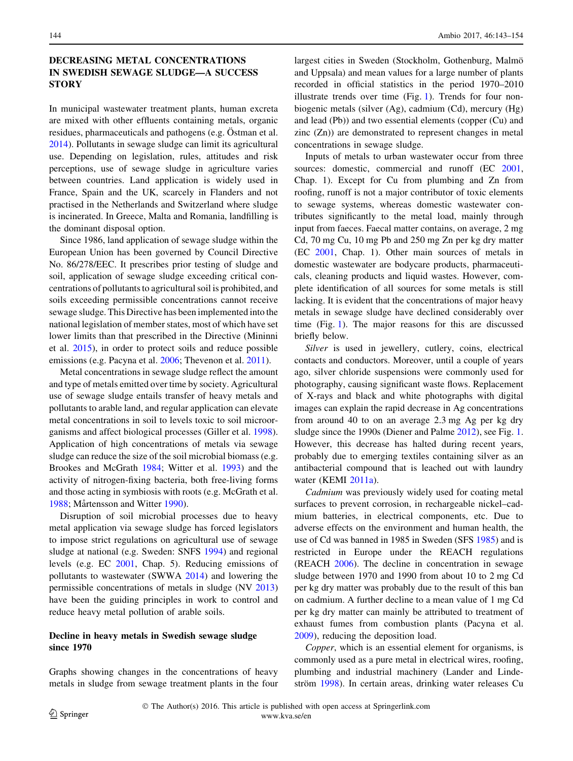## DECREASING METAL CONCENTRATIONS IN SWEDISH SEWAGE SLUDGE—A SUCCESS STORY

In municipal wastewater treatment plants, human excreta are mixed with other effluents containing metals, organic residues, pharmaceuticals and pathogens (e.g. Östman et al. 2014). Pollutants in sewage sludge can limit its agricultural use. Depending on legislation, rules, attitudes and risk perceptions, use of sewage sludge in agriculture varies between countries. Land application is widely used in France, Spain and the UK, scarcely in Flanders and not practised in the Netherlands and Switzerland where sludge is incinerated. In Greece, Malta and Romania, landfilling is the dominant disposal option.

Since 1986, land application of sewage sludge within the European Union has been governed by Council Directive No. 86/278/EEC. It prescribes prior testing of sludge and soil, application of sewage sludge exceeding critical concentrations of pollutants to agricultural soil is prohibited, and soils exceeding permissible concentrations cannot receive sewage sludge. This Directive has been implemented into the national legislation of member states, most of which have set lower limits than that prescribed in the Directive (Mininni et al. 2015), in order to protect soils and reduce possible emissions (e.g. Pacyna et al. 2006; Thevenon et al. 2011).

Metal concentrations in sewage sludge reflect the amount and type of metals emitted over time by society. Agricultural use of sewage sludge entails transfer of heavy metals and pollutants to arable land, and regular application can elevate metal concentrations in soil to levels toxic to soil microorganisms and affect biological processes (Giller et al. 1998). Application of high concentrations of metals via sewage sludge can reduce the size of the soil microbial biomass (e.g. Brookes and McGrath 1984; Witter et al. 1993) and the activity of nitrogen-fixing bacteria, both free-living forms and those acting in symbiosis with roots (e.g. McGrath et al. 1988; Mårtensson and Witter 1990).

Disruption of soil microbial processes due to heavy metal application via sewage sludge has forced legislators to impose strict regulations on agricultural use of sewage sludge at national (e.g. Sweden: SNFS 1994) and regional levels (e.g. EC 2001, Chap. 5). Reducing emissions of pollutants to wastewater (SWWA 2014) and lowering the permissible concentrations of metals in sludge (NV 2013) have been the guiding principles in work to control and reduce heavy metal pollution of arable soils.

### Decline in heavy metals in Swedish sewage sludge since 1970

Graphs showing changes in the concentrations of heavy metals in sludge from sewage treatment plants in the four largest cities in Sweden (Stockholm, Gothenburg, Malmö and Uppsala) and mean values for a large number of plants recorded in official statistics in the period 1970–2010 illustrate trends over time (Fig. 1). Trends for four non-biogenic metals (silver (Ag), cadmium (Cd), mercury (Hg) and lead (Pb)) and two essential elements (copper (Cu) and zinc (Zn)) are demonstrated to represent changes in metal concentrations in sewage sludge.

Inputs of metals to urban wastewater occur from three sources: domestic, commercial and runoff (EC 2001, Chap. 1). Except for Cu from plumbing and Zn from roofing, runoff is not a major contributor of toxic elements to sewage systems, whereas domestic wastewater contributes significantly to the metal load, mainly through input from faeces. Faecal matter contains, on average, 2 mg Cd, 70 mg Cu, 10 mg Pb and 250 mg Zn per kg dry matter (EC 2001, Chap. 1). Other main sources of metals in domestic wastewater are bodycare products, pharmaceuticals, cleaning products and liquid wastes. However, complete identification of all sources for some metals is still lacking. It is evident that the concentrations of major heavy metals in sewage sludge have declined considerably over time (Fig. 1). The major reasons for this are discussed briefly below.

*Silver* is used in jewellery, cutlery, coins, electrical contacts and conductors. Moreover, until a couple of years ago, silver chloride suspensions were commonly used for photography, causing significant waste flows. Replacement of X-rays and black and white photographs with digital images can explain the rapid decrease in Ag concentrations from around 40 to on an average 2.3 mg Ag per kg dry sludge since the 1990s (Diener and Palme 2012), see Fig. 1. However, this decrease has halted during recent years, probably due to emerging textiles containing silver as an antibacterial compound that is leached out with laundry water (KEMI 2011a).

*Cadmium* was previously widely used for coating metal surfaces to prevent corrosion, in rechargeable nickel–cadmium batteries, in electrical components, etc. Due to adverse effects on the environment and human health, the use of Cd was banned in 1985 in Sweden (SFS 1985) and is restricted in Europe under the REACH regulations (REACH 2006). The decline in concentration in sewage sludge between 1970 and 1990 from about 10 to 2 mg Cd per kg dry matter was probably due to the result of this ban on cadmium. A further decline to a mean value of 1 mg Cd per kg dry matter can mainly be attributed to treatment of exhaust fumes from combustion plants (Pacyna et al. 2009), reducing the deposition load.

*Copper*, which is an essential element for organisms, is commonly used as a pure metal in electrical wires, roofing, plumbing and industrial machinery (Lander and Lindeström 1998). In certain areas, drinking water releases Cu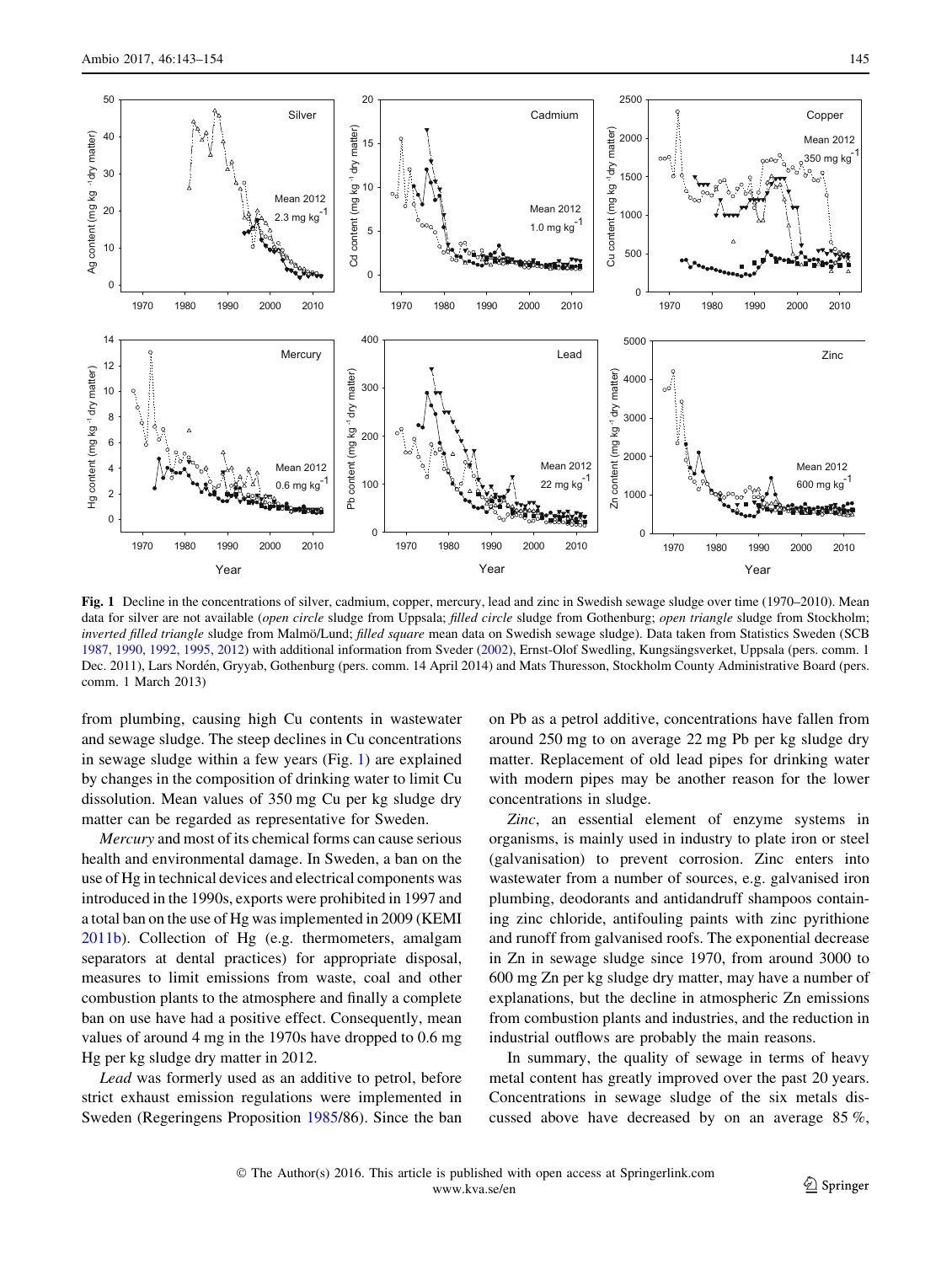**Fig. 1** Decline in the concentrations of silver, cadmium, copper, mercury, lead and zinc in Swedish sewage sludge over time (1970–2010). Mean data for silver are not available (*open circle* sludge from Uppsala; *filled circle* sludge from Gothenburg; *open triangle* sludge from Stockholm; *inverted filled triangle* sludge from Malmö/Lund; *filled square* mean data on Swedish sewage sludge). Data taken from Statistics Sweden (SCB 1987, 1990, 1992, 1995, 2012) with additional information from Sveder (2002), Ernst-Olof Swedling, Kungsängsverket, Uppsala (pers. comm. 1 Dec. 2011), Lars Nordén, Gryyab, Gothenburg (pers. comm. 14 April 2014) and Mats Thuresson, Stockholm County Administrative Board (pers. comm. 1 March 2013)

from plumbing, causing high Cu contents in wastewater and sewage sludge. The steep declines in Cu concentrations in sewage sludge within a few years (Fig. 1) are explained by changes in the composition of drinking water to limit Cu dissolution. Mean values of 350 mg Cu per kg sludge dry matter can be regarded as representative for Sweden.

*Mercury* and most of its chemical forms can cause serious health and environmental damage. In Sweden, a ban on the use of Hg in technical devices and electrical components was introduced in the 1990s, exports were prohibited in 1997 and a total ban on the use of Hg was implemented in 2009 (KEMI 2011b). Collection of Hg (e.g. thermometers, amalgam separators at dental practices) for appropriate disposal, measures to limit emissions from waste, coal and other combustion plants to the atmosphere and finally a complete ban on use have had a positive effect. Consequently, mean values of around 4 mg in the 1970s have dropped to 0.6 mg Hg per kg sludge dry matter in 2012.

*Lead* was formerly used as an additive to petrol, before strict exhaust emission regulations were implemented in Sweden (Regeringens Proposition 1985/86). Since the ban on Pb as a petrol additive, concentrations have fallen from around 250 mg to on average 22 mg Pb per kg sludge dry matter. Replacement of old lead pipes for drinking water with modern pipes may be another reason for the lower concentrations in sludge.

*Zinc*, an essential element of enzyme systems in organisms, is mainly used in industry to plate iron or steel (galvanisation) to prevent corrosion. Zinc enters into wastewater from a number of sources, e.g. galvanised iron plumbing, deodorants and antidandruff shampoos containing zinc chloride, antifouling paints with zinc pyrithione and runoff from galvanised roofs. The exponential decrease in Zn in sewage sludge since 1970, from around 3000 to 600 mg Zn per kg sludge dry matter, may have a number of explanations, but the decline in atmospheric Zn emissions from combustion plants and industries, and the reduction in industrial outflows are probably the main reasons.

In summary, the quality of sewage in terms of heavy metal content has greatly improved over the past 20 years. Concentrations in sewage sludge of the six metals discussed above have decreased by on an average 85 %,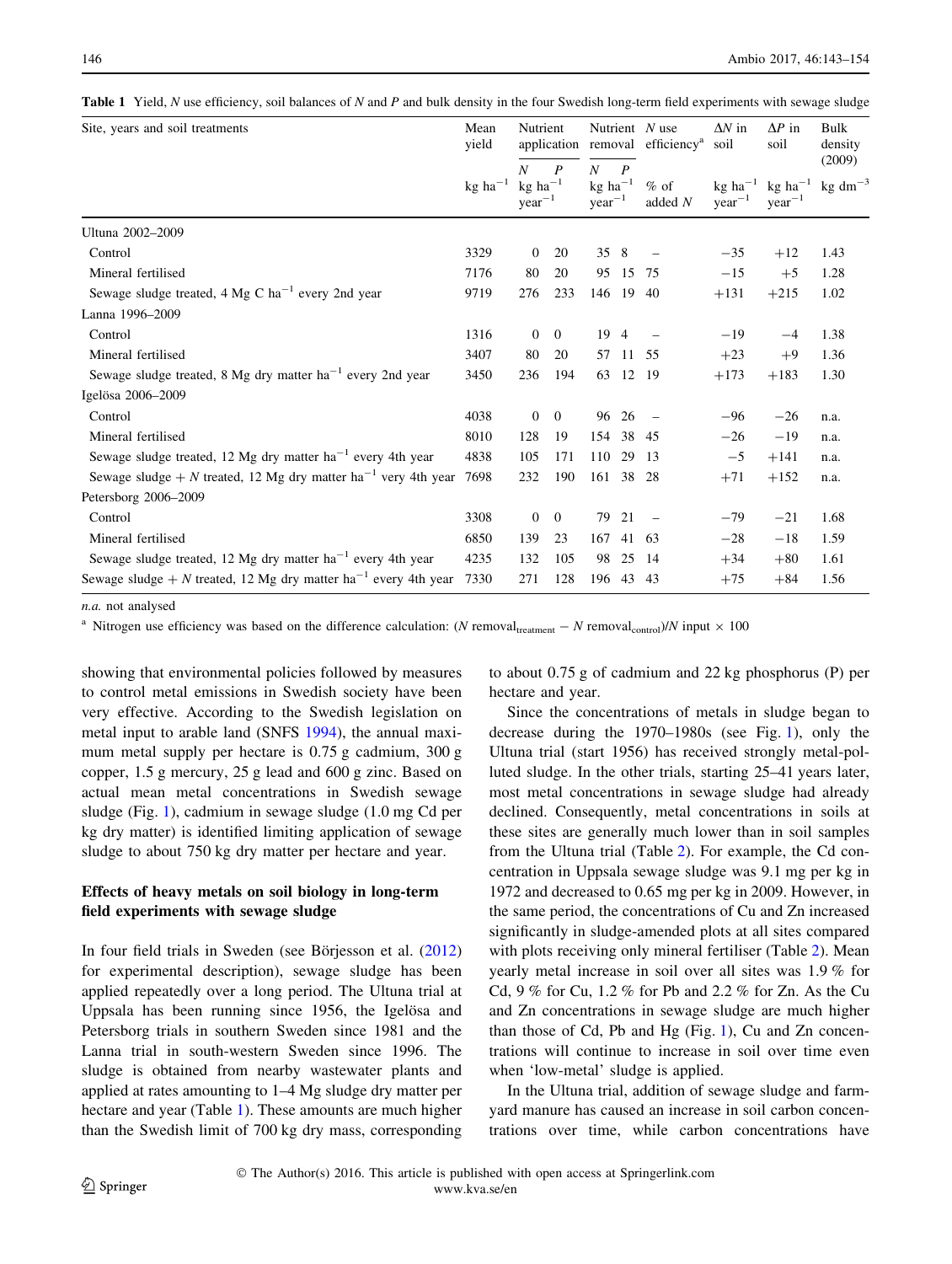**Table 1** Yield, *N* use efficiency, soil balances of *N* and *P* and bulk density in the four Swedish long-term field experiments with sewage sludge

| Site, years and soil treatments | Mean yield | Nutrient application | | Nutrient removal | | *N* use efficiency[a] | Δ*N* in soil | Δ*P* in soil | Bulk density (2009) |
|---|---|---|---|---|---|---|---|---|---|
| | | *N* | *P* | *N* | *P* | | | | |
| | kg ha$^{-1}$ | kg ha$^{-1}$ year$^{-1}$ | | kg ha$^{-1}$ | | % of added *N* | kg ha$^{-1}$ year$^{-1}$ | kg ha$^{-1}$ year$^{-1}$ | kg dm$^{-3}$ |
| Ultuna 2002–2009 | | | | | | | | | |
| Control | 3329 | 0 | 20 | 35 | 8 | – | −35 | +12 | 1.43 |
| Mineral fertilised | 7176 | 80 | 20 | 95 | 15 | 75 | −15 | +5 | 1.28 |
| Sewage sludge treated, 4 Mg C ha$^{-1}$ every 2nd year | 9719 | 276 | 233 | 146 | 19 | 40 | +131 | +215 | 1.02 |
| Lanna 1996–2009 | | | | | | | | | |
| Control | 1316 | 0 | 0 | 19 | 4 | – | −19 | −4 | 1.38 |
| Mineral fertilised | 3407 | 80 | 20 | 57 | 11 | 55 | +23 | +9 | 1.36 |
| Sewage sludge treated, 8 Mg dry matter ha$^{-1}$ every 2nd year | 3450 | 236 | 194 | 63 | 12 | 19 | +173 | +183 | 1.30 |
| Igelösa 2006–2009 | | | | | | | | | |
| Control | 4038 | 0 | 0 | 96 | 26 | – | −96 | −26 | n.a. |
| Mineral fertilised | 8010 | 128 | 19 | 154 | 38 | 45 | −26 | −19 | n.a. |
| Sewage sludge treated, 12 Mg dry matter ha$^{-1}$ every 4th year | 4838 | 105 | 171 | 110 | 29 | 13 | −5 | +141 | n.a. |
| Sewage sludge + N treated, 12 Mg dry matter ha$^{-1}$ very 4th year | 7698 | 232 | 190 | 161 | 38 | 28 | +71 | +152 | n.a. |
| Petersborg 2006–2009 | | | | | | | | | |
| Control | 3308 | 0 | 0 | 79 | 21 | – | −79 | −21 | 1.68 |
| Mineral fertilised | 6850 | 139 | 23 | 167 | 41 | 63 | −28 | −18 | 1.59 |
| Sewage sludge treated, 12 Mg dry matter ha$^{-1}$ every 4th year | 4235 | 132 | 105 | 98 | 25 | 14 | +34 | +80 | 1.61 |
| Sewage sludge + N treated, 12 Mg dry matter ha$^{-1}$ every 4th year | 7330 | 271 | 128 | 196 | 43 | 43 | +75 | +84 | 1.56 |

*n.a.* not analysed

[a] Nitrogen use efficiency was based on the difference calculation: ($N$ removal$_{treatment}$ − $N$ removal$_{control}$)/$N$ input × 100

showing that environmental policies followed by measures to control metal emissions in Swedish society have been very effective. According to the Swedish legislation on metal input to arable land (SNFS 1994), the annual maximum metal supply per hectare is 0.75 g cadmium, 300 g copper, 1.5 g mercury, 25 g lead and 600 g zinc. Based on actual mean metal concentrations in Swedish sewage sludge (Fig. 1), cadmium in sewage sludge (1.0 mg Cd per kg dry matter) is identified limiting application of sewage sludge to about 750 kg dry matter per hectare and year.

## Effects of heavy metals on soil biology in long-term field experiments with sewage sludge

In four field trials in Sweden (see Börjesson et al. (2012) for experimental description), sewage sludge has been applied repeatedly over a long period. The Ultuna trial at Uppsala has been running since 1956, the Igelösa and Petersborg trials in southern Sweden since 1981 and the Lanna trial in south-western Sweden since 1996. The sludge is obtained from nearby wastewater plants and applied at rates amounting to 1–4 Mg sludge dry matter per hectare and year (Table 1). These amounts are much higher than the Swedish limit of 700 kg dry mass, corresponding to about 0.75 g of cadmium and 22 kg phosphorus (P) per hectare and year.

Since the concentrations of metals in sludge began to decrease during the 1970–1980s (see Fig. 1), only the Ultuna trial (start 1956) has received strongly metal-polluted sludge. In the other trials, starting 25–41 years later, most metal concentrations in sewage sludge had already declined. Consequently, metal concentrations in soils at these sites are generally much lower than in soil samples from the Ultuna trial (Table 2). For example, the Cd concentration in Uppsala sewage sludge was 9.1 mg per kg in 1972 and decreased to 0.65 mg per kg in 2009. However, in the same period, the concentrations of Cu and Zn increased significantly in sludge-amended plots at all sites compared with plots receiving only mineral fertiliser (Table 2). Mean yearly metal increase in soil over all sites was 1.9 % for Cd, 9 % for Cu, 1.2 % for Pb and 2.2 % for Zn. As the Cu and Zn concentrations in sewage sludge are much higher than those of Cd, Pb and Hg (Fig. 1), Cu and Zn concentrations will continue to increase in soil over time even when 'low-metal' sludge is applied.

In the Ultuna trial, addition of sewage sludge and farmyard manure has caused an increase in soil carbon concentrations over time, while carbon concentrations have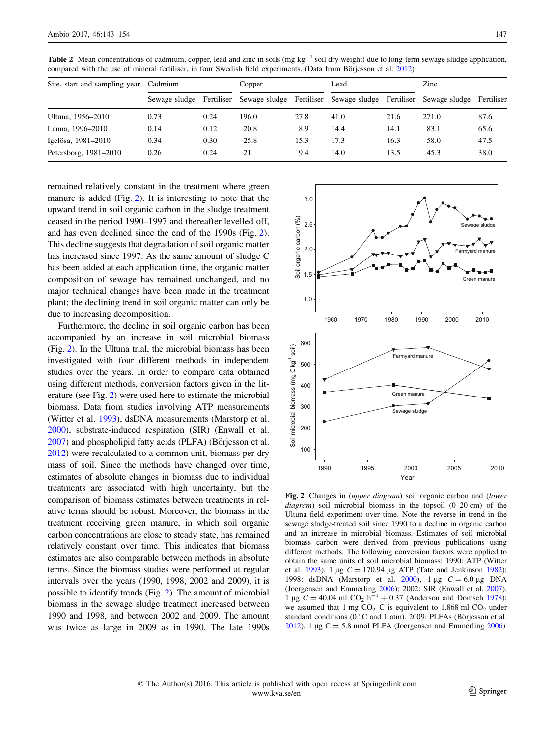**Table 2** Mean concentrations of cadmium, copper, lead and zinc in soils (mg $kg^{-1}$ soil dry weight) due to long-term sewage sludge application, compared with the use of mineral fertiliser, in four Swedish field experiments. (Data from Börjesson et al. 2012)

| Site, start and sampling year | Cadmium | | Copper | | Lead | | Zinc | |
|---|---|---|---|---|---|---|---|---|
| | Sewage sludge | Fertiliser | Sewage sludge | Fertiliser | Sewage sludge | Fertiliser | Sewage sludge | Fertiliser |
| Ultuna, 1956–2010 | 0.73 | 0.24 | 196.0 | 27.8 | 41.0 | 21.6 | 271.0 | 87.6 |
| Lanna, 1996–2010 | 0.14 | 0.12 | 20.8 | 8.9 | 14.4 | 14.1 | 83.1 | 65.6 |
| Igelösa, 1981–2010 | 0.34 | 0.30 | 25.8 | 15.3 | 17.3 | 16.3 | 58.0 | 47.5 |
| Petersborg, 1981–2010 | 0.26 | 0.24 | 21 | 9.4 | 14.0 | 13.5 | 45.3 | 38.0 |

remained relatively constant in the treatment where green manure is added (Fig. 2). It is interesting to note that the upward trend in soil organic carbon in the sludge treatment ceased in the period 1990–1997 and thereafter levelled off, and has even declined since the end of the 1990s (Fig. 2). This decline suggests that degradation of soil organic matter has increased since 1997. As the same amount of sludge C has been added at each application time, the organic matter composition of sewage has remained unchanged, and no major technical changes have been made in the treatment plant; the declining trend in soil organic matter can only be due to increasing decomposition.

Furthermore, the decline in soil organic carbon has been accompanied by an increase in soil microbial biomass (Fig. 2). In the Ultuna trial, the microbial biomass has been investigated with four different methods in independent studies over the years. In order to compare data obtained using different methods, conversion factors given in the literature (see Fig. 2) were used here to estimate the microbial biomass. Data from studies involving ATP measurements (Witter et al. 1993), dsDNA measurements (Marstorp et al. 2000), substrate-induced respiration (SIR) (Enwall et al. 2007) and phospholipid fatty acids (PLFA) (Börjesson et al. 2012) were recalculated to a common unit, biomass per dry mass of soil. Since the methods have changed over time, estimates of absolute changes in biomass due to individual treatments are associated with high uncertainty, but the comparison of biomass estimates between treatments in relative terms should be robust. Moreover, the biomass in the treatment receiving green manure, in which soil organic carbon concentrations are close to steady state, has remained relatively constant over time. This indicates that biomass estimates are also comparable between methods in absolute terms. Since the biomass studies were performed at regular intervals over the years (1990, 1998, 2002 and 2009), it is possible to identify trends (Fig. 2). The amount of microbial biomass in the sewage sludge treatment increased between 1990 and 1998, and between 2002 and 2009. The amount was twice as large in 2009 as in 1990. The late 1990s

**Fig. 2** Changes in (*upper diagram*) soil organic carbon and (*lower diagram*) soil microbial biomass in the topsoil (0–20 cm) of the Ultuna field experiment over time. Note the reverse in trend in the sewage sludge-treated soil since 1990 to a decline in organic carbon and an increase in microbial biomass. Estimates of soil microbial biomass carbon were derived from previous publications using different methods. The following conversion factors were applied to obtain the same units of soil microbial biomass: 1990: ATP (Witter et al. 1993), 1 µg $C = 170.94$ µg ATP (Tate and Jenkinson 1982); 1998: dsDNA (Marstorp et al. 2000), 1 µg $C = 6.0$ µg DNA (Joergensen and Emmerling 2006); 2002: SIR (Enwall et al. 2007), 1 µg $C = 40.04$ ml $CO_2$ $h^{-1}$ + 0.37 (Anderson and Domsch 1978); we assumed that 1 mg $CO_2$–C is equivalent to 1.868 ml $CO_2$ under standard conditions (0 °C and 1 atm). 2009: PLFAs (Börjesson et al. 2012), 1 µg C = 5.8 nmol PLFA (Joergensen and Emmerling 2006)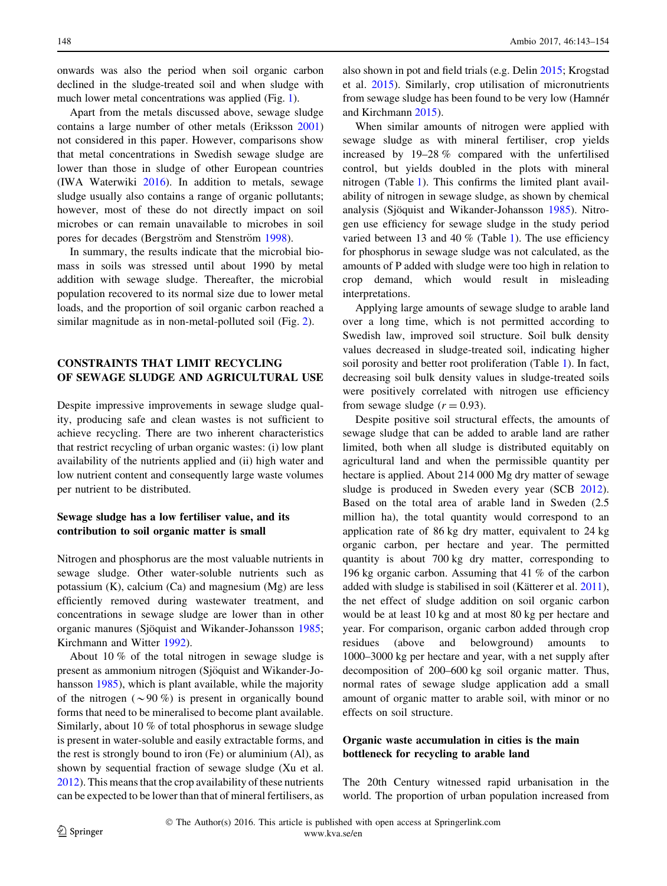onwards was also the period when soil organic carbon declined in the sludge-treated soil and when sludge with much lower metal concentrations was applied (Fig. 1).

Apart from the metals discussed above, sewage sludge contains a large number of other metals (Eriksson 2001) not considered in this paper. However, comparisons show that metal concentrations in Swedish sewage sludge are lower than those in sludge of other European countries (IWA Waterwiki 2016). In addition to metals, sewage sludge usually also contains a range of organic pollutants; however, most of these do not directly impact on soil microbes or can remain unavailable to microbes in soil pores for decades (Bergström and Stenström 1998).

In summary, the results indicate that the microbial biomass in soils was stressed until about 1990 by metal addition with sewage sludge. Thereafter, the microbial population recovered to its normal size due to lower metal loads, and the proportion of soil organic carbon reached a similar magnitude as in non-metal-polluted soil (Fig. 2).

## CONSTRAINTS THAT LIMIT RECYCLING OF SEWAGE SLUDGE AND AGRICULTURAL USE

Despite impressive improvements in sewage sludge quality, producing safe and clean wastes is not sufficient to achieve recycling. There are two inherent characteristics that restrict recycling of urban organic wastes: (i) low plant availability of the nutrients applied and (ii) high water and low nutrient content and consequently large waste volumes per nutrient to be distributed.

### Sewage sludge has a low fertiliser value, and its contribution to soil organic matter is small

Nitrogen and phosphorus are the most valuable nutrients in sewage sludge. Other water-soluble nutrients such as potassium (K), calcium (Ca) and magnesium (Mg) are less efficiently removed during wastewater treatment, and concentrations in sewage sludge are lower than in other organic manures (Sjöquist and Wikander-Johansson 1985; Kirchmann and Witter 1992).

About 10 % of the total nitrogen in sewage sludge is present as ammonium nitrogen (Sjöquist and Wikander-Johansson 1985), which is plant available, while the majority of the nitrogen (∼90 %) is present in organically bound forms that need to be mineralised to become plant available. Similarly, about 10 % of total phosphorus in sewage sludge is present in water-soluble and easily extractable forms, and the rest is strongly bound to iron (Fe) or aluminium (Al), as shown by sequential fraction of sewage sludge (Xu et al. 2012). This means that the crop availability of these nutrients can be expected to be lower than that of mineral fertilisers, as also shown in pot and field trials (e.g. Delin 2015; Krogstad et al. 2015). Similarly, crop utilisation of micronutrients from sewage sludge has been found to be very low (Hamnér and Kirchmann 2015).

When similar amounts of nitrogen were applied with sewage sludge as with mineral fertiliser, crop yields increased by 19–28 % compared with the unfertilised control, but yields doubled in the plots with mineral nitrogen (Table 1). This confirms the limited plant availability of nitrogen in sewage sludge, as shown by chemical analysis (Sjöquist and Wikander-Johansson 1985). Nitrogen use efficiency for sewage sludge in the study period varied between 13 and 40 % (Table 1). The use efficiency for phosphorus in sewage sludge was not calculated, as the amounts of P added with sludge were too high in relation to crop demand, which would result in misleading interpretations.

Applying large amounts of sewage sludge to arable land over a long time, which is not permitted according to Swedish law, improved soil structure. Soil bulk density values decreased in sludge-treated soil, indicating higher soil porosity and better root proliferation (Table 1). In fact, decreasing soil bulk density values in sludge-treated soils were positively correlated with nitrogen use efficiency from sewage sludge ($r = 0.93$).

Despite positive soil structural effects, the amounts of sewage sludge that can be added to arable land are rather limited, both when all sludge is distributed equitably on agricultural land and when the permissible quantity per hectare is applied. About 214 000 Mg dry matter of sewage sludge is produced in Sweden every year (SCB 2012). Based on the total area of arable land in Sweden (2.5 million ha), the total quantity would correspond to an application rate of 86 kg dry matter, equivalent to 24 kg organic carbon, per hectare and year. The permitted quantity is about 700 kg dry matter, corresponding to 196 kg organic carbon. Assuming that 41 % of the carbon added with sludge is stabilised in soil (Kätterer et al. 2011), the net effect of sludge addition on soil organic carbon would be at least 10 kg and at most 80 kg per hectare and year. For comparison, organic carbon added through crop residues (above and belowground) amounts to 1000–3000 kg per hectare and year, with a net supply after decomposition of 200–600 kg soil organic matter. Thus, normal rates of sewage sludge application add a small amount of organic matter to arable soil, with minor or no effects on soil structure.

### Organic waste accumulation in cities is the main bottleneck for recycling to arable land

The 20th Century witnessed rapid urbanisation in the world. The proportion of urban population increased from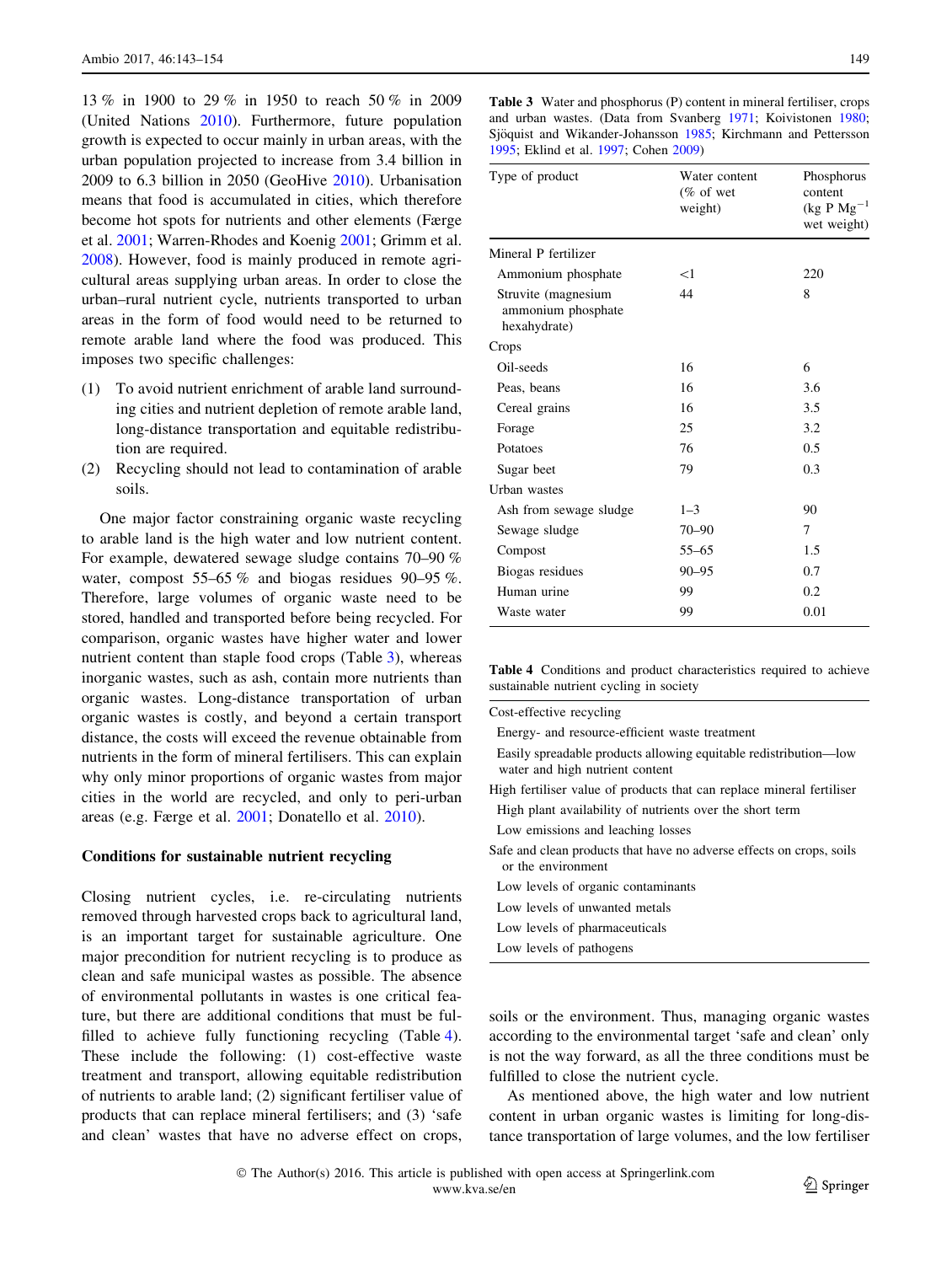13 % in 1900 to 29 % in 1950 to reach 50 % in 2009 (United Nations 2010). Furthermore, future population growth is expected to occur mainly in urban areas, with the urban population projected to increase from 3.4 billion in 2009 to 6.3 billion in 2050 (GeoHive 2010). Urbanisation means that food is accumulated in cities, which therefore become hot spots for nutrients and other elements (Færge et al. 2001; Warren-Rhodes and Koenig 2001; Grimm et al. 2008). However, food is mainly produced in remote agricultural areas supplying urban areas. In order to close the urban–rural nutrient cycle, nutrients transported to urban areas in the form of food would need to be returned to remote arable land where the food was produced. This imposes two specific challenges:

(1) To avoid nutrient enrichment of arable land surrounding cities and nutrient depletion of remote arable land, long-distance transportation and equitable redistribution are required.

(2) Recycling should not lead to contamination of arable soils.

One major factor constraining organic waste recycling to arable land is the high water and low nutrient content. For example, dewatered sewage sludge contains 70–90 % water, compost 55–65 % and biogas residues 90–95 %. Therefore, large volumes of organic waste need to be stored, handled and transported before being recycled. For comparison, organic wastes have higher water and lower nutrient content than staple food crops (Table 3), whereas inorganic wastes, such as ash, contain more nutrients than organic wastes. Long-distance transportation of urban organic wastes is costly, and beyond a certain transport distance, the costs will exceed the revenue obtainable from nutrients in the form of mineral fertilisers. This can explain why only minor proportions of organic wastes from major cities in the world are recycled, and only to peri-urban areas (e.g. Færge et al. 2001; Donatello et al. 2010).

**Table 3** Water and phosphorus (P) content in mineral fertiliser, crops and urban wastes. (Data from Svanberg 1971; Koivistonen 1980; Sjöquist and Wikander-Johansson 1985; Kirchmann and Pettersson 1995; Eklind et al. 1997; Cohen 2009)

| Type of product | Water content (% of wet weight) | Phosphorus content (kg P $Mg^{-1}$ wet weight) |
|---|---|---|
| Mineral P fertilizer | | |
| Ammonium phosphate | <1 | 220 |
| Struvite (magnesium ammonium phosphate hexahydrate) | 44 | 8 |
| Crops | | |
| Oil-seeds | 16 | 6 |
| Peas, beans | 16 | 3.6 |
| Cereal grains | 16 | 3.5 |
| Forage | 25 | 3.2 |
| Potatoes | 76 | 0.5 |
| Sugar beet | 79 | 0.3 |
| Urban wastes | | |
| Ash from sewage sludge | 1–3 | 90 |
| Sewage sludge | 70–90 | 7 |
| Compost | 55–65 | 1.5 |
| Biogas residues | 90–95 | 0.7 |
| Human urine | 99 | 0.2 |
| Waste water | 99 | 0.01 |

**Table 4** Conditions and product characteristics required to achieve sustainable nutrient cycling in society

| |
|---|
| Cost-effective recycling |
| Energy- and resource-efficient waste treatment |
| Easily spreadable products allowing equitable redistribution—low water and high nutrient content |
| High fertiliser value of products that can replace mineral fertiliser |
| High plant availability of nutrients over the short term |
| Low emissions and leaching losses |
| Safe and clean products that have no adverse effects on crops, soils or the environment |
| Low levels of organic contaminants |
| Low levels of unwanted metals |
| Low levels of pharmaceuticals |
| Low levels of pathogens |

## Conditions for sustainable nutrient recycling

Closing nutrient cycles, i.e. re-circulating nutrients removed through harvested crops back to agricultural land, is an important target for sustainable agriculture. One major precondition for nutrient recycling is to produce as clean and safe municipal wastes as possible. The absence of environmental pollutants in wastes is one critical feature, but there are additional conditions that must be fulfilled to achieve fully functioning recycling (Table 4). These include the following: (1) cost-effective waste treatment and transport, allowing equitable redistribution of nutrients to arable land; (2) significant fertiliser value of products that can replace mineral fertilisers; and (3) 'safe and clean' wastes that have no adverse effect on crops, soils or the environment. Thus, managing organic wastes according to the environmental target 'safe and clean' only is not the way forward, as all the three conditions must be fulfilled to close the nutrient cycle.

As mentioned above, the high water and low nutrient content in urban organic wastes is limiting for long-distance transportation of large volumes, and the low fertiliser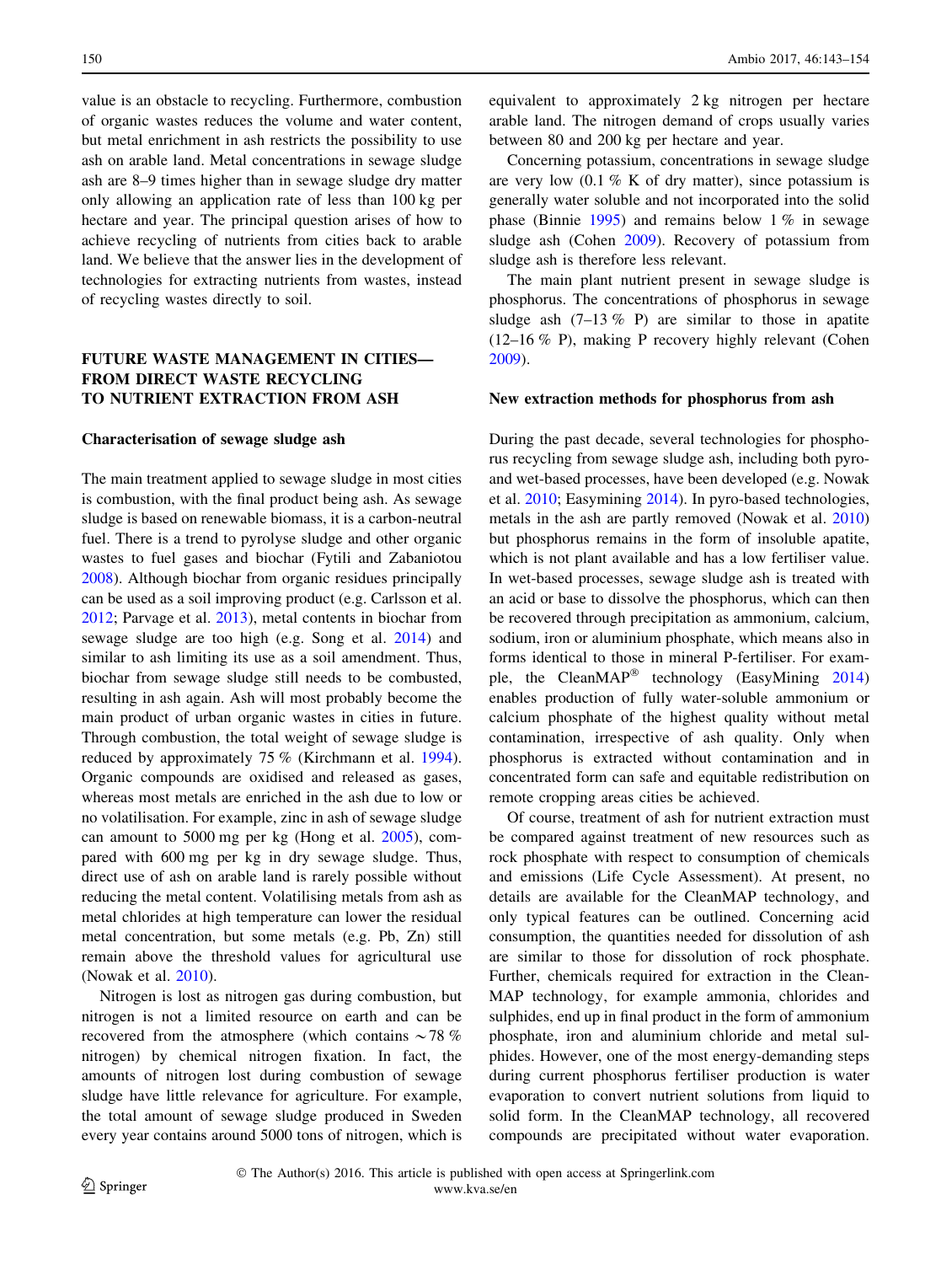value is an obstacle to recycling. Furthermore, combustion of organic wastes reduces the volume and water content, but metal enrichment in ash restricts the possibility to use ash on arable land. Metal concentrations in sewage sludge ash are 8–9 times higher than in sewage sludge dry matter only allowing an application rate of less than 100 kg per hectare and year. The principal question arises of how to achieve recycling of nutrients from cities back to arable land. We believe that the answer lies in the development of technologies for extracting nutrients from wastes, instead of recycling wastes directly to soil.

## FUTURE WASTE MANAGEMENT IN CITIES—FROM DIRECT WASTE RECYCLING TO NUTRIENT EXTRACTION FROM ASH

### Characterisation of sewage sludge ash

The main treatment applied to sewage sludge in most cities is combustion, with the final product being ash. As sewage sludge is based on renewable biomass, it is a carbon-neutral fuel. There is a trend to pyrolyse sludge and other organic wastes to fuel gases and biochar (Fytili and Zabaniotou 2008). Although biochar from organic residues principally can be used as a soil improving product (e.g. Carlsson et al. 2012; Parvage et al. 2013), metal contents in biochar from sewage sludge are too high (e.g. Song et al. 2014) and similar to ash limiting its use as a soil amendment. Thus, biochar from sewage sludge still needs to be combusted, resulting in ash again. Ash will most probably become the main product of urban organic wastes in cities in future. Through combustion, the total weight of sewage sludge is reduced by approximately 75 % (Kirchmann et al. 1994). Organic compounds are oxidised and released as gases, whereas most metals are enriched in the ash due to low or no volatilisation. For example, zinc in ash of sewage sludge can amount to 5000 mg per kg (Hong et al. 2005), compared with 600 mg per kg in dry sewage sludge. Thus, direct use of ash on arable land is rarely possible without reducing the metal content. Volatilising metals from ash as metal chlorides at high temperature can lower the residual metal concentration, but some metals (e.g. Pb, Zn) still remain above the threshold values for agricultural use (Nowak et al. 2010).

Nitrogen is lost as nitrogen gas during combustion, but Nitrogen is not a limited resource on earth and can be recovered from the atmosphere (which contains ~78 % nitrogen) by chemical nitrogen fixation. In fact, the amounts of nitrogen lost during combustion of sewage sludge have little relevance for agriculture. For example, the total amount of sewage sludge produced in Sweden every year contains around 5000 tons of nitrogen, which is equivalent to approximately 2 kg nitrogen per hectare arable land. The nitrogen demand of crops usually varies between 80 and 200 kg per hectare and year.

Concerning potassium, concentrations in sewage sludge are very low (0.1 % K of dry matter), since potassium is generally water soluble and not incorporated into the solid phase (Binnie 1995) and remains below 1 % in sewage sludge ash (Cohen 2009). Recovery of potassium from sludge ash is therefore less relevant.

The main plant nutrient present in sewage sludge is phosphorus. The concentrations of phosphorus in sewage sludge ash (7–13 % P) are similar to those in apatite (12–16 % P), making P recovery highly relevant (Cohen 2009).

### New extraction methods for phosphorus from ash

During the past decade, several technologies for phosphorus recycling from sewage sludge ash, including both pyro- and wet-based processes, have been developed (e.g. Nowak et al. 2010; Easymining 2014). In pyro-based technologies, metals in the ash are partly removed (Nowak et al. 2010) but phosphorus remains in the form of insoluble apatite, which is not plant available and has a low fertiliser value. In wet-based processes, sewage sludge ash is treated with an acid or base to dissolve the phosphorus, which can then be recovered through precipitation as ammonium, calcium, sodium, iron or aluminium phosphate, which means also in forms identical to those in mineral P-fertiliser. For example, the CleanMAP® technology (EasyMining 2014) enables production of fully water-soluble ammonium or calcium phosphate of the highest quality without metal contamination, irrespective of ash quality. Only when phosphorus is extracted without contamination and in concentrated form can safe and equitable redistribution on remote cropping areas cities be achieved.

Of course, treatment of ash for nutrient extraction must be compared against treatment of new resources such as rock phosphate with respect to consumption of chemicals and emissions (Life Cycle Assessment). At present, no details are available for the CleanMAP technology, and only typical features can be outlined. Concerning acid consumption, the quantities needed for dissolution of ash are similar to those for dissolution of rock phosphate. Further, chemicals required for extraction in the CleanMAP technology, for example ammonia, chlorides and sulphides, end up in final product in the form of ammonium phosphate, iron and aluminium chloride and metal sulphides. However, one of the most energy-demanding steps during current phosphorus fertiliser production is water evaporation to convert nutrient solutions from liquid to solid form. In the CleanMAP technology, all recovered compounds are precipitated without water evaporation.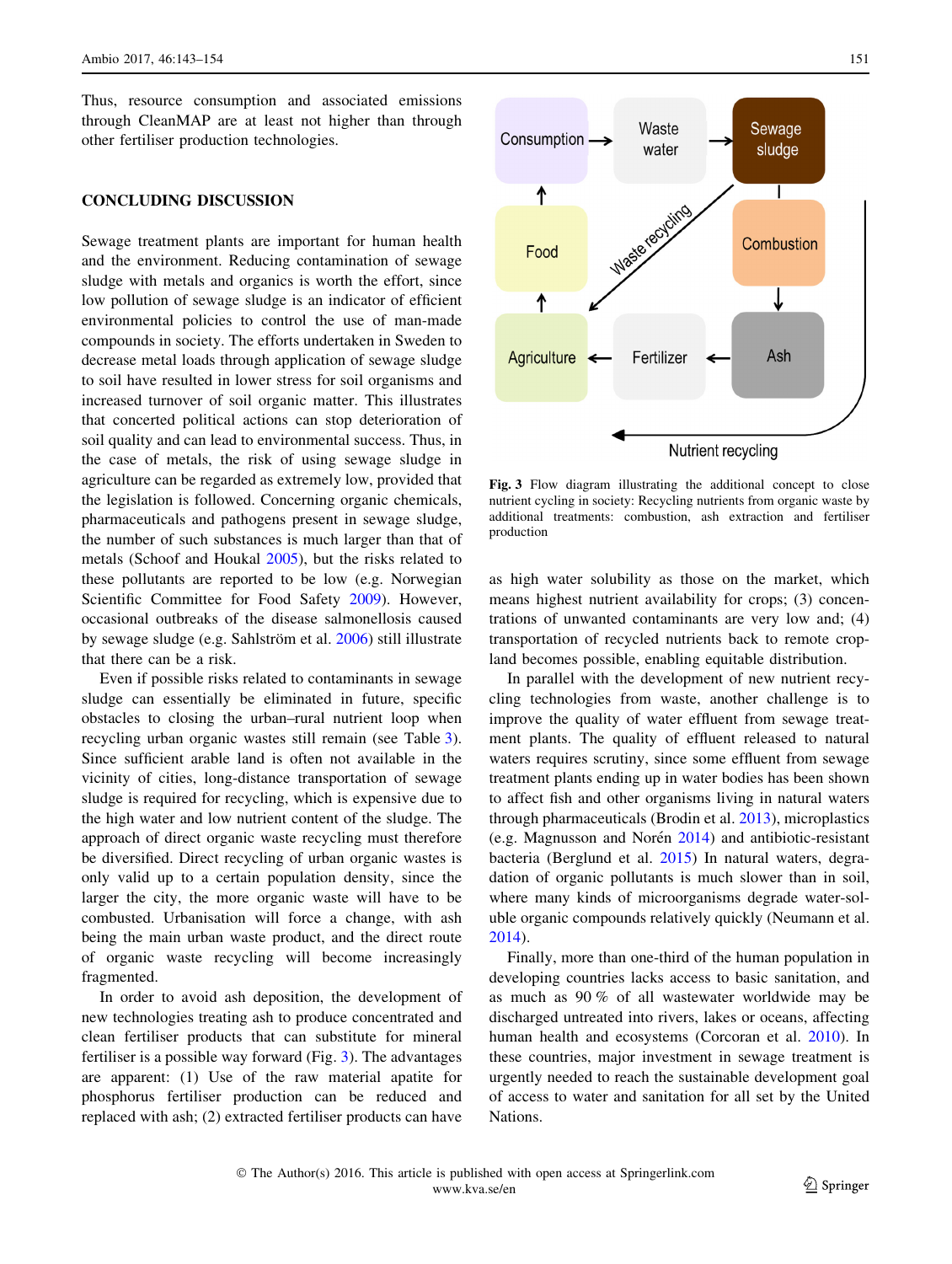Thus, resource consumption and associated emissions through CleanMAP are at least not higher than through other fertiliser production technologies.

## CONCLUDING DISCUSSION

Sewage treatment plants are important for human health and the environment. Reducing contamination of sewage sludge with metals and organics is worth the effort, since low pollution of sewage sludge is an indicator of efficient environmental policies to control the use of man-made compounds in society. The efforts undertaken in Sweden to decrease metal loads through application of sewage sludge to soil have resulted in lower stress for soil organisms and increased turnover of soil organic matter. This illustrates that concerted political actions can stop deterioration of soil quality and can lead to environmental success. Thus, in the case of metals, the risk of using sewage sludge in agriculture can be regarded as extremely low, provided that the legislation is followed. Concerning organic chemicals, pharmaceuticals and pathogens present in sewage sludge, the number of such substances is much larger than that of metals (Schoof and Houkal 2005), but the risks related to these pollutants are reported to be low (e.g. Norwegian Scientific Committee for Food Safety 2009). However, occasional outbreaks of the disease salmonellosis caused by sewage sludge (e.g. Sahlström et al. 2006) still illustrate that there can be a risk.

Even if possible risks related to contaminants in sewage sludge can essentially be eliminated in future, specific obstacles to closing the urban–rural nutrient loop when recycling urban organic wastes still remain (see Table 3). Since sufficient arable land is often not available in the vicinity of cities, long-distance transportation of sewage sludge is required for recycling, which is expensive due to the high water and low nutrient content of the sludge. The approach of direct organic waste recycling must therefore be diversified. Direct recycling of urban organic wastes is only valid up to a certain population density, since the larger the city, the more organic waste will have to be combusted. Urbanisation will force a change, with ash being the main urban waste product, and the direct route of organic waste recycling will become increasingly fragmented.

In order to avoid ash deposition, the development of new technologies treating ash to produce concentrated and clean fertiliser products that can substitute for mineral fertiliser is a possible way forward (Fig. 3). The advantages are apparent: (1) Use of the raw material apatite for phosphorus fertiliser production can be reduced and replaced with ash; (2) extracted fertiliser products can have as high water solubility as those on the market, which means highest nutrient availability for crops; (3) concentrations of unwanted contaminants are very low and; (4) transportation of recycled nutrients back to remote cropland becomes possible, enabling equitable distribution.

**Fig. 3** Flow diagram illustrating the additional concept to close nutrient cycling in society: Recycling nutrients from organic waste by additional treatments: combustion, ash extraction and fertiliser production

In parallel with the development of new nutrient recycling technologies from waste, another challenge is to improve the quality of water effluent from sewage treatment plants. The quality of effluent released to natural waters requires scrutiny, since some effluent from sewage treatment plants ending up in water bodies has been shown to affect fish and other organisms living in natural waters through pharmaceuticals (Brodin et al. 2013), microplastics (e.g. Magnusson and Norén 2014) and antibiotic-resistant bacteria (Berglund et al. 2015) In natural waters, degradation of organic pollutants is much slower than in soil, where many kinds of microorganisms degrade water-soluble organic compounds relatively quickly (Neumann et al. 2014).

Finally, more than one-third of the human population in developing countries lacks access to basic sanitation, and as much as 90 % of all wastewater worldwide may be discharged untreated into rivers, lakes or oceans, affecting human health and ecosystems (Corcoran et al. 2010). In these countries, major investment in sewage treatment is urgently needed to reach the sustainable development goal of access to water and sanitation for all set by the United Nations.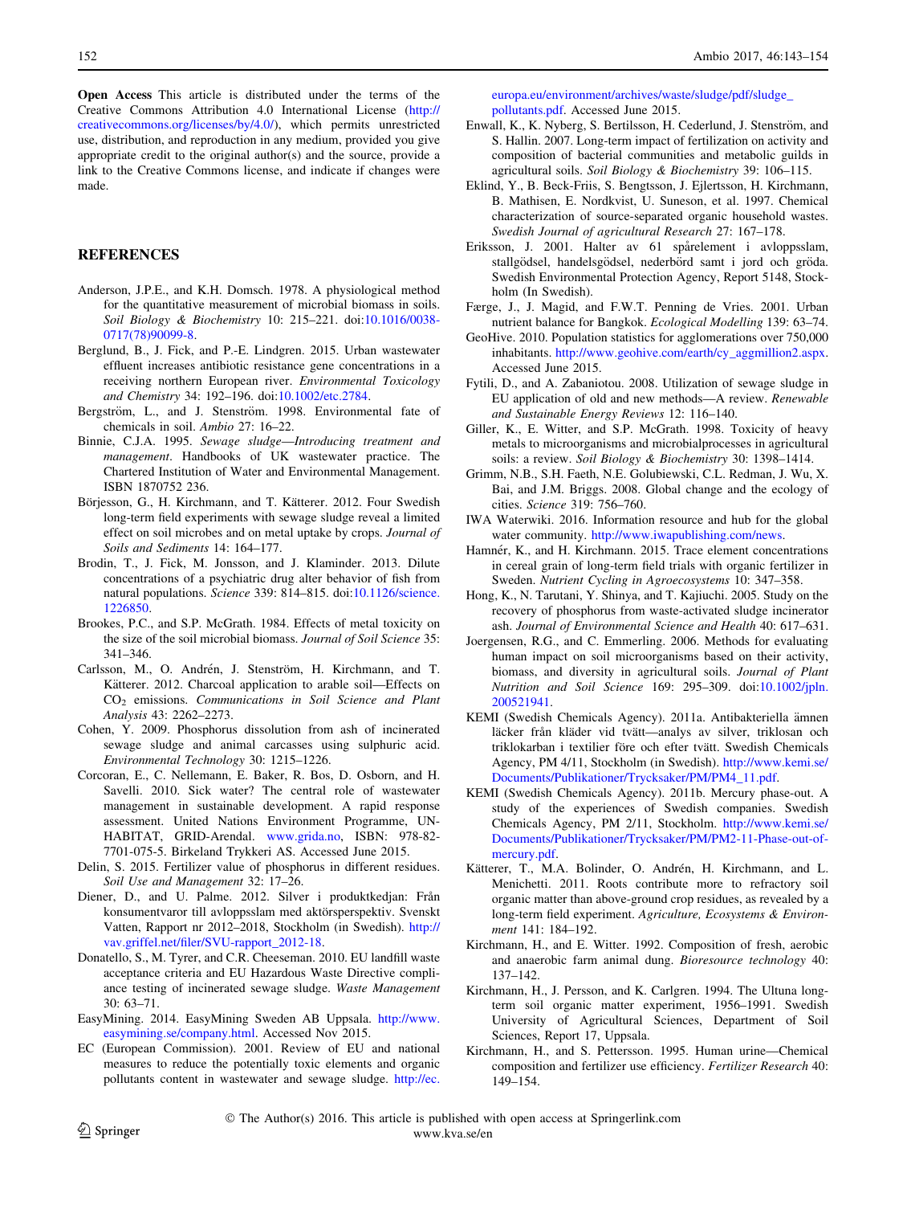**Open Access** This article is distributed under the terms of the Creative Commons Attribution 4.0 International License (http://creativecommons.org/licenses/by/4.0/), which permits unrestricted use, distribution, and reproduction in any medium, provided you give appropriate credit to the original author(s) and the source, provide a link to the Creative Commons license, and indicate if changes were made.

## REFERENCES

Anderson, J.P.E., and K.H. Domsch. 1978. A physiological method for the quantitative measurement of microbial biomass in soils. *Soil Biology & Biochemistry* 10: 215–221. doi:10.1016/0038-0717(78)90099-8.

Berglund, B., J. Fick, and P.-E. Lindgren. 2015. Urban wastewater effluent increases antibiotic resistance gene concentrations in a receiving northern European river. *Environmental Toxicology and Chemistry* 34: 192–196. doi:10.1002/etc.2784.

Bergström, L., and J. Stenström. 1998. Environmental fate of chemicals in soil. *Ambio* 27: 16–22.

Binnie, C.J.A. 1995. *Sewage sludge—Introducing treatment and management*. Handbooks of UK wastewater practice. The Chartered Institution of Water and Environmental Management. ISBN 1870752 236.

Börjesson, G., H. Kirchmann, and T. Kätterer. 2012. Four Swedish long-term field experiments with sewage sludge reveal a limited effect on soil microbes and on metal uptake by crops. *Journal of Soils and Sediments* 14: 164–177.

Brodin, T., J. Fick, M. Jonsson, and J. Klaminder. 2013. Dilute concentrations of a psychiatric drug alter behavior of fish from natural populations. *Science* 339: 814–815. doi:10.1126/science.1226850.

Brookes, P.C., and S.P. McGrath. 1984. Effects of metal toxicity on the size of the soil microbial biomass. *Journal of Soil Science* 35: 341–346.

Carlsson, M., O. Andrén, J. Stenström, H. Kirchmann, and T. Kätterer. 2012. Charcoal application to arable soil—Effects on $CO_2$ emissions. *Communications in Soil Science and Plant Analysis* 43: 2262–2273.

Cohen, Y. 2009. Phosphorus dissolution from ash of incinerated sewage sludge and animal carcasses using sulphuric acid. *Environmental Technology* 30: 1215–1226.

Corcoran, E., C. Nellemann, E. Baker, R. Bos, D. Osborn, and H. Savelli. 2010. Sick water? The central role of wastewater management in sustainable development. A rapid response assessment. United Nations Environment Programme, UN-HABITAT, GRID-Arendal. www.grida.no, ISBN: 978-82-7701-075-5. Birkeland Trykkeri AS. Accessed June 2015.

Delin, S. 2015. Fertilizer value of phosphorus in different residues. *Soil Use and Management* 32: 17–26.

Diener, D., and U. Palme. 2012. Silver i produktkedjan: Från konsumentvaror till avloppsslam med aktörsperspektiv. Svenskt Vatten, Rapport nr 2012–2018, Stockholm (in Swedish). http://vav.griffel.net/filer/SVU-rapport_2012-18.

Donatello, S., M. Tyrer, and C.R. Cheeseman. 2010. EU landfill waste acceptance criteria and EU Hazardous Waste Directive compliance testing of incinerated sewage sludge. *Waste Management* 30: 63–71.

EasyMining. 2014. EasyMining Sweden AB Uppsala. http://www.easymining.se/company.html. Accessed Nov 2015.

EC (European Commission). 2001. Review of EU and national measures to reduce the potentially toxic elements and organic pollutants content in wastewater and sewage sludge. http://ec.europa.eu/environment/archives/waste/sludge/pdf/sludge_pollutants.pdf. Accessed June 2015.

Enwall, K., K. Nyberg, S. Bertilsson, H. Cederlund, J. Stenström, and S. Hallin. 2007. Long-term impact of fertilization on activity and composition of bacterial communities and metabolic guilds in agricultural soils. *Soil Biology & Biochemistry* 39: 106–115.

Eklind, Y., B. Beck-Friis, S. Bengtsson, J. Ejlertsson, H. Kirchmann, B. Mathisen, E. Nordkvist, U. Suneson, et al. 1997. Chemical characterization of source-separated organic household wastes. *Swedish Journal of agricultural Research* 27: 167–178.

Eriksson, J. 2001. Halter av 61 spårelement i avloppsslam, stallgödsel, handelsgödsel, nederbörd samt i jord och gröda. Swedish Environmental Protection Agency, Report 5148, Stockholm (In Swedish).

Færge, J., J. Magid, and F.W.T. Penning de Vries. 2001. Urban nutrient balance for Bangkok. *Ecological Modelling* 139: 63–74.

GeoHive. 2010. Population statistics for agglomerations over 750,000 inhabitants. http://www.geohive.com/earth/cy_aggmillion2.aspx. Accessed June 2015.

Fytili, D., and A. Zabaniotou. 2008. Utilization of sewage sludge in EU application of old and new methods—A review. *Renewable and Sustainable Energy Reviews* 12: 116–140.

Giller, K., E. Witter, and S.P. McGrath. 1998. Toxicity of heavy metals to microorganisms and microbialprocesses in agricultural soils: a review. *Soil Biology & Biochemistry* 30: 1398–1414.

Grimm, N.B., S.H. Faeth, N.E. Golubiewski, C.L. Redman, J. Wu, X. Bai, and J.M. Briggs. 2008. Global change and the ecology of cities. *Science* 319: 756–760.

IWA Waterwiki. 2016. Information resource and hub for the global water community. http://www.iwapublishing.com/news.

Hamnér, K., and H. Kirchmann. 2015. Trace element concentrations in cereal grain of long-term field trials with organic fertilizer in Sweden. *Nutrient Cycling in Agroecosystems* 10: 347–358.

Hong, K., N. Tarutani, Y. Shinya, and T. Kajiuchi. 2005. Study on the recovery of phosphorus from waste-activated sludge incinerator ash. *Journal of Environmental Science and Health* 40: 617–631.

Joergensen, R.G., and C. Emmerling. 2006. Methods for evaluating human impact on soil microorganisms based on their activity, biomass, and diversity in agricultural soils. *Journal of Plant Nutrition and Soil Science* 169: 295–309. doi:10.1002/jpln.200521941.

KEMI (Swedish Chemicals Agency). 2011a. Antibakteriella ämnen läcker från kläder vid tvätt—analys av silver, triklosan och triklokarban i textilier före och efter tvätt. Swedish Chemicals Agency, PM 4/11, Stockholm (in Swedish). http://www.kemi.se/Documents/Publikationer/Trycksaker/PM/PM4_11.pdf.

KEMI (Swedish Chemicals Agency). 2011b. Mercury phase-out. A study of the experiences of Swedish companies. Swedish Chemicals Agency, PM 2/11, Stockholm. http://www.kemi.se/Documents/Publikationer/Trycksaker/PM/PM2-11-Phase-out-of-mercury.pdf.

Kätterer, T., M.A. Bolinder, O. Andrén, H. Kirchmann, and L. Menichetti. 2011. Roots contribute more to refractory soil organic matter than above-ground crop residues, as revealed by a long-term field experiment. *Agriculture, Ecosystems & Environment* 141: 184–192.

Kirchmann, H., and E. Witter. 1992. Composition of fresh, aerobic and anaerobic farm animal dung. *Bioresource technology* 40: 137–142.

Kirchmann, H., J. Persson, and K. Carlgren. 1994. The Ultuna long-term soil organic matter experiment, 1956–1991. Swedish University of Agricultural Sciences, Department of Soil Sciences, Report 17, Uppsala.

Kirchmann, H., and S. Pettersson. 1995. Human urine—Chemical composition and fertilizer use efficiency. *Fertilizer Research* 40: 149–154.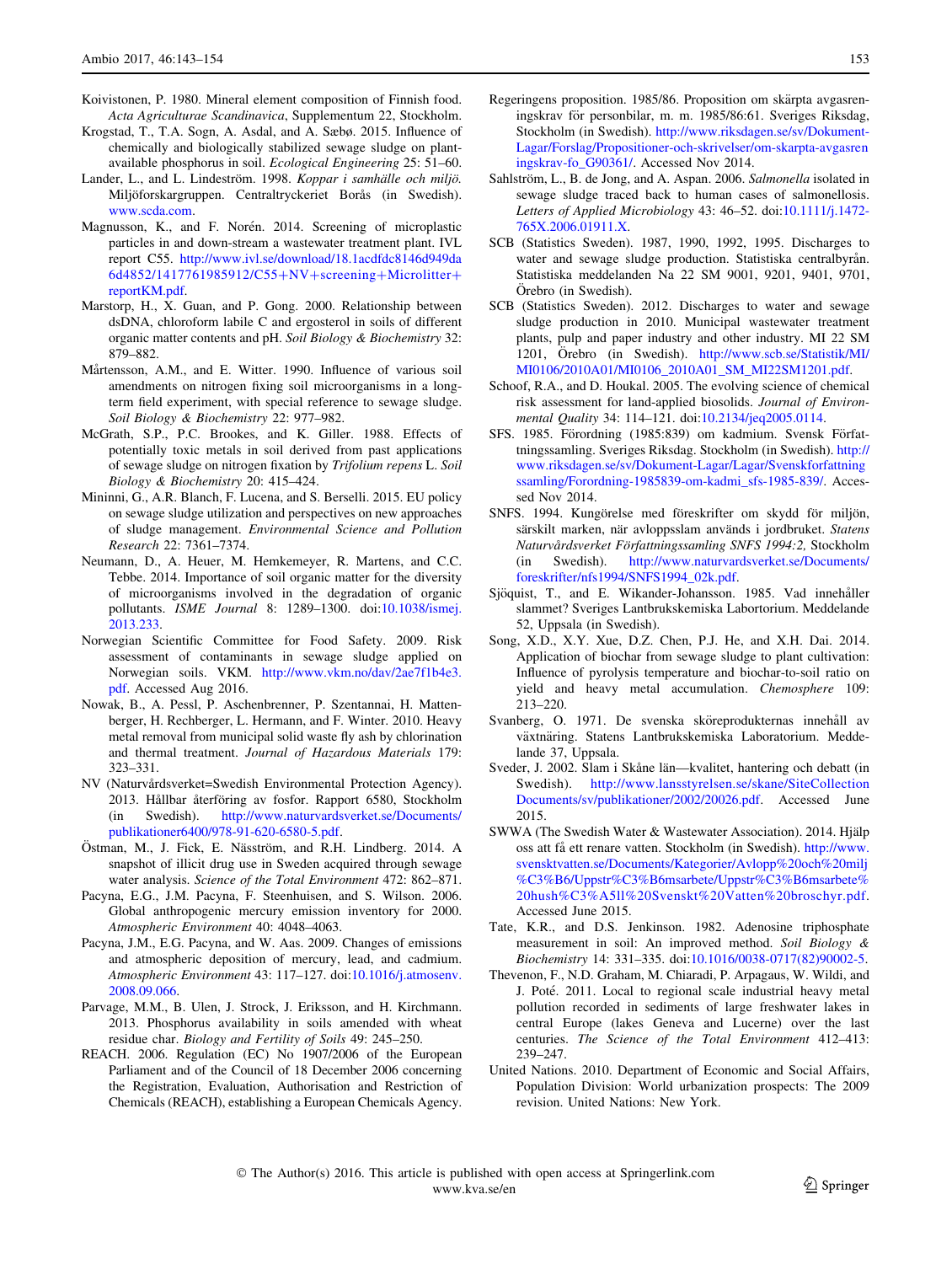Koivistonen, P. 1980. Mineral element composition of Finnish food. *Acta Agriculturae Scandinavica*, Supplementum 22, Stockholm.

Krogstad, T., T.A. Sogn, A. Asdal, and A. Sæbø. 2015. Influence of chemically and biologically stabilized sewage sludge on plant-available phosphorus in soil. *Ecological Engineering* 25: 51–60.

Lander, L., and L. Lindeström. 1998. *Koppar i samhälle och miljö.* Miljöforskargruppen. Centraltryckeriet Borås (in Swedish). www.scda.com.

Magnusson, K., and F. Norén. 2014. Screening of microplastic particles in and down-stream a wastewater treatment plant. IVL report C55. http://www.ivl.se/download/18.1acdfdc8146d949da6d4852/1417761985912/C55+NV+screening+Microlitter+reportKM.pdf.

Marstorp, H., X. Guan, and P. Gong. 2000. Relationship between dsDNA, chloroform labile C and ergosterol in soils of different organic matter contents and pH. *Soil Biology & Biochemistry* 32: 879–882.

Mårtensson, A.M., and E. Witter. 1990. Influence of various soil amendments on nitrogen fixing soil microorganisms in a long-term field experiment, with special reference to sewage sludge. *Soil Biology & Biochemistry* 22: 977–982.

McGrath, S.P., P.C. Brookes, and K. Giller. 1988. Effects of potentially toxic metals in soil derived from past applications of sewage sludge on nitrogen fixation by *Trifolium repens* L. *Soil Biology & Biochemistry* 20: 415–424.

Mininni, G., A.R. Blanch, F. Lucena, and S. Berselli. 2015. EU policy on sewage sludge utilization and perspectives on new approaches of sludge management. *Environmental Science and Pollution Research* 22: 7361–7374.

Neumann, D., A. Heuer, M. Hemkemeyer, R. Martens, and C.C. Tebbe. 2014. Importance of soil organic matter for the diversity of microorganisms involved in the degradation of organic pollutants. *ISME Journal* 8: 1289–1300. doi:10.1038/ismej.2013.233.

Norwegian Scientific Committee for Food Safety. 2009. Risk assessment of contaminants in sewage sludge applied on Norwegian soils. VKM. http://www.vkm.no/dav/2ae7f1b4e3.pdf. Accessed Aug 2016.

Nowak, B., A. Pessl, P. Aschenbrenner, P. Szentannai, H. Mattenberger, H. Rechberger, L. Hermann, and F. Winter. 2010. Heavy metal removal from municipal solid waste fly ash by chlorination and thermal treatment. *Journal of Hazardous Materials* 179: 323–331.

NV (Naturvårdsverket=Swedish Environmental Protection Agency). 2013. Hållbar återföring av fosfor. Rapport 6580, Stockholm (in Swedish). http://www.naturvardsverket.se/Documents/publikationer6400/978-91-620-6580-5.pdf.

Östman, M., J. Fick, E. Näsström, and R.H. Lindberg. 2014. A snapshot of illicit drug use in Sweden acquired through sewage water analysis. *Science of the Total Environment* 472: 862–871.

Pacyna, E.G., J.M. Pacyna, F. Steenhuisen, and S. Wilson. 2006. Global anthropogenic mercury emission inventory for 2000. *Atmospheric Environment* 40: 4048–4063.

Pacyna, J.M., E.G. Pacyna, and W. Aas. 2009. Changes of emissions and atmospheric deposition of mercury, lead, and cadmium. *Atmospheric Environment* 43: 117–127. doi:10.1016/j.atmosenv.2008.09.066.

Parvage, M.M., B. Ulen, J. Strock, J. Eriksson, and H. Kirchmann. 2013. Phosphorus availability in soils amended with wheat residue char. *Biology and Fertility of Soils* 49: 245–250.

REACH. 2006. Regulation (EC) No 1907/2006 of the European Parliament and of the Council of 18 December 2006 concerning the Registration, Evaluation, Authorisation and Restriction of Chemicals (REACH), establishing a European Chemicals Agency.

Regeringens proposition. 1985/86. Proposition om skärpta avgasreningskrav för personbilar, m. m. 1985/86:61. Sveriges Riksdag, Stockholm (in Swedish). http://www.riksdagen.se/sv/Dokument-Lagar/Forslag/Propositioner-och-skrivelser/om-skarpta-avgasreningskrav-fo_G90361/. Accessed Nov 2014.

Sahlström, L., B. de Jong, and A. Aspan. 2006. *Salmonella* isolated in sewage sludge traced back to human cases of salmonellosis. *Letters of Applied Microbiology* 43: 46–52. doi:10.1111/j.1472-765X.2006.01911.X.

SCB (Statistics Sweden). 1987, 1990, 1992, 1995. Discharges to water and sewage sludge production. Statistiska centralbyrån. Statistiska meddelanden Na 22 SM 9001, 9201, 9401, 9701, Örebro (in Swedish).

SCB (Statistics Sweden). 2012. Discharges to water and sewage sludge production in 2010. Municipal wastewater treatment plants, pulp and paper industry and other industry. MI 22 SM 1201, Örebro (in Swedish). http://www.scb.se/Statistik/MI/MI0106/2010A01/MI0106_2010A01_SM_MI22SM1201.pdf.

Schoof, R.A., and D. Houkal. 2005. The evolving science of chemical risk assessment for land-applied biosolids. *Journal of Environmental Quality* 34: 114–121. doi:10.2134/jeq2005.0114.

SFS. 1985. Förordning (1985:839) om kadmium. Svensk Författningssamling. Sveriges Riksdag. Stockholm (in Swedish). http://www.riksdagen.se/sv/Dokument-Lagar/Lagar/Svenskforfattningssamling/Forordning-1985839-om-kadmi_sfs-1985-839/. Accessed Nov 2014.

SNFS. 1994. Kungörelse med föreskrifter om skydd för miljön, särskilt marken, när avloppsslam används i jordbruket. *Statens Naturvårdsverket Författningssamling SNFS 1994:2,* Stockholm (in Swedish). http://www.naturvardsverket.se/Documents/foreskrifter/nfs1994/SNFS1994_02k.pdf.

Sjöquist, T., and E. Wikander-Johansson. 1985. Vad innehåller slammet? Sveriges Lantbrukskemiska Labortorium. Meddelande 52, Uppsala (in Swedish).

Song, X.D., X.Y. Xue, D.Z. Chen, P.J. He, and X.H. Dai. 2014. Application of biochar from sewage sludge to plant cultivation: Influence of pyrolysis temperature and biochar-to-soil ratio on yield and heavy metal accumulation. *Chemosphere* 109: 213–220.

Svanberg, O. 1971. De svenska sköreprodukternas innehåll av växtnäring. Statens Lantbrukskemiska Laboratorium. Meddelande 37, Uppsala.

Sveder, J. 2002. Slam i Skåne län—kvalitet, hantering och debatt (in Swedish). http://www.lansstyrelsen.se/skane/SiteCollectionDocuments/sv/publikationer/2002/20026.pdf. Accessed June 2015.

SWWA (The Swedish Water & Wastewater Association). 2014. Hjälp oss att få ett renare vatten. Stockholm (in Swedish). http://www.svensktvatten.se/Documents/Kategorier/Avlopp%20och%20milj%C3%B6/Uppstr%C3%B6msarbete/Uppstr%C3%B6msarbete%20hush%C3%A5ll%20Svenskt%20Vatten%20broschyr.pdf. Accessed June 2015.

Tate, K.R., and D.S. Jenkinson. 1982. Adenosine triphosphate measurement in soil: An improved method. *Soil Biology & Biochemistry* 14: 331–335. doi:10.1016/0038-0717(82)90002-5.

Thevenon, F., N.D. Graham, M. Chiaradi, P. Arpagaus, W. Wildi, and J. Poté. 2011. Local to regional scale industrial heavy metal pollution recorded in sediments of large freshwater lakes in central Europe (lakes Geneva and Lucerne) over the last centuries. *The Science of the Total Environment* 412–413: 239–247.

United Nations. 2010. Department of Economic and Social Affairs, Population Division: World urbanization prospects: The 2009 revision. United Nations: New York.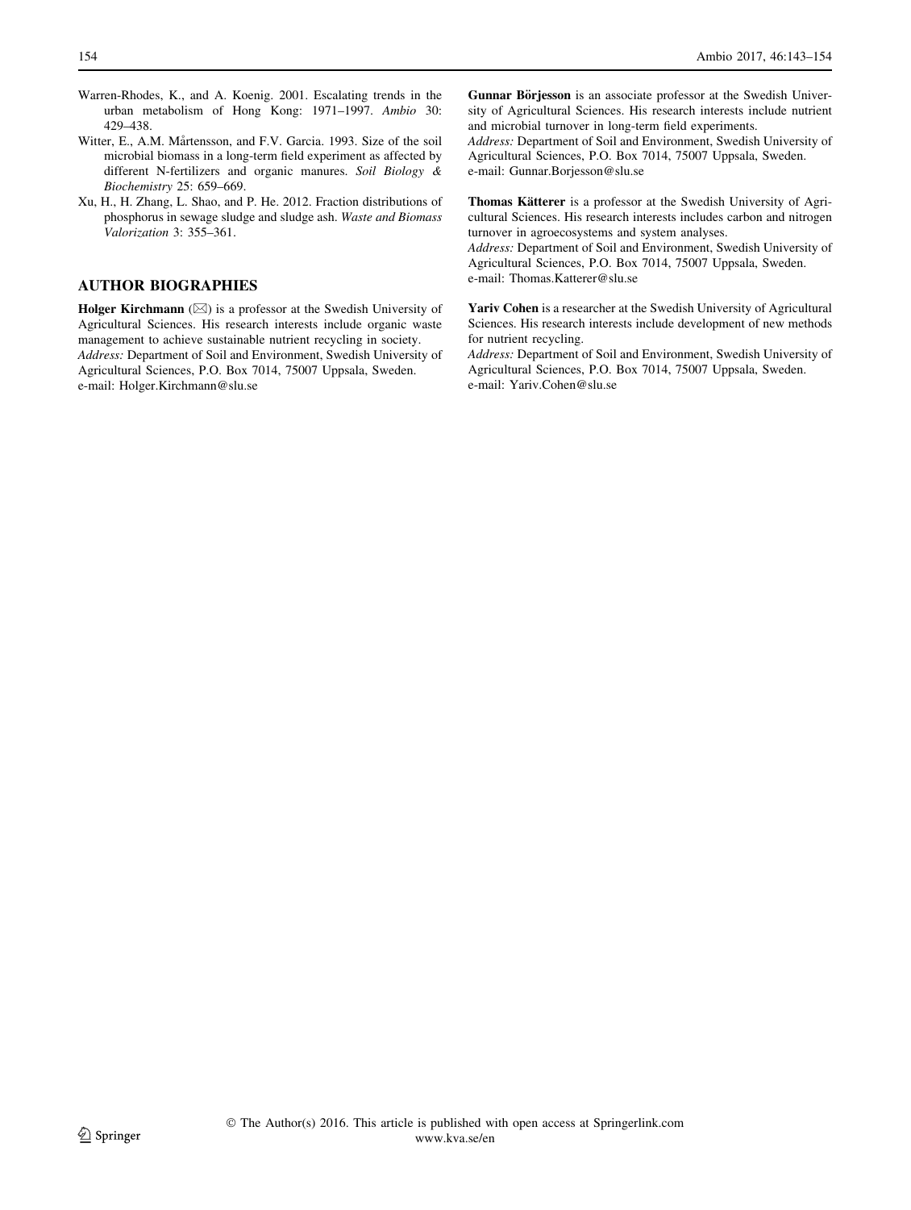Warren-Rhodes, K., and A. Koenig. 2001. Escalating trends in the urban metabolism of Hong Kong: 1971–1997. *Ambio* 30: 429–438.

Witter, E., A.M. Mårtensson, and F.V. Garcia. 1993. Size of the soil microbial biomass in a long-term field experiment as affected by different N-fertilizers and organic manures. *Soil Biology & Biochemistry* 25: 659–669.

Xu, H., H. Zhang, L. Shao, and P. He. 2012. Fraction distributions of phosphorus in sewage sludge and sludge ash. *Waste and Biomass Valorization* 3: 355–361.

## AUTHOR BIOGRAPHIES

**Holger Kirchmann** (✉) is a professor at the Swedish University of Agricultural Sciences. His research interests include organic waste management to achieve sustainable nutrient recycling in society.
*Address:* Department of Soil and Environment, Swedish University of Agricultural Sciences, P.O. Box 7014, 75007 Uppsala, Sweden.
e-mail: Holger.Kirchmann@slu.se

**Gunnar Börjesson** is an associate professor at the Swedish University of Agricultural Sciences. His research interests include nutrient and microbial turnover in long-term field experiments.
*Address:* Department of Soil and Environment, Swedish University of Agricultural Sciences, P.O. Box 7014, 75007 Uppsala, Sweden.
e-mail: Gunnar.Borjesson@slu.se

**Thomas Kätterer** is a professor at the Swedish University of Agricultural Sciences. His research interests includes carbon and nitrogen turnover in agroecosystems and system analyses.
*Address:* Department of Soil and Environment, Swedish University of Agricultural Sciences, P.O. Box 7014, 75007 Uppsala, Sweden.
e-mail: Thomas.Katterer@slu.se

**Yariv Cohen** is a researcher at the Swedish University of Agricultural Sciences. His research interests include development of new methods for nutrient recycling.
*Address:* Department of Soil and Environment, Swedish University of Agricultural Sciences, P.O. Box 7014, 75007 Uppsala, Sweden.
e-mail: Yariv.Cohen@slu.se

© The Author(s) 2016. This article is published with open access at Springerlink.com
www.kva.se/en